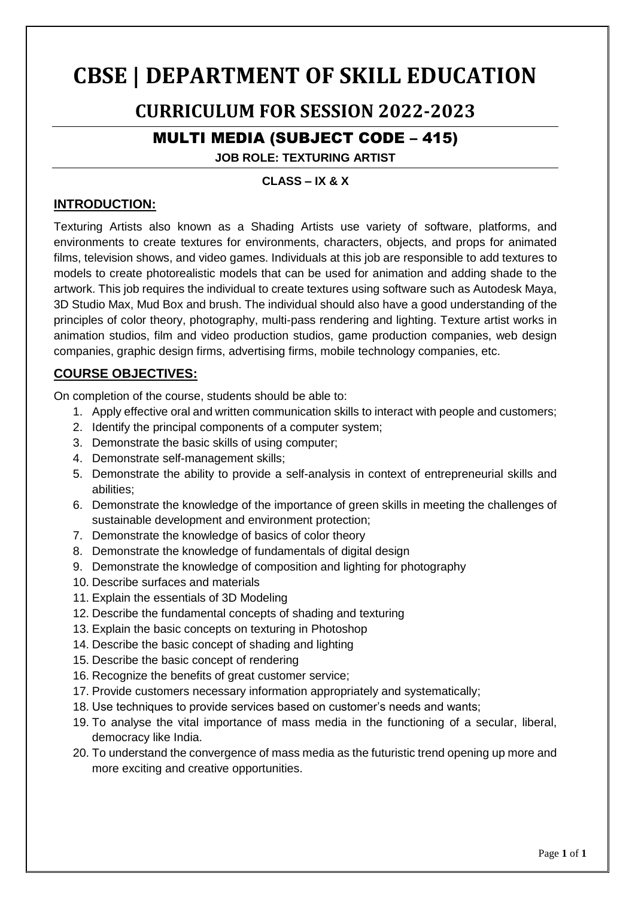# CBSE | DEPARTMENT OF SKILL EDUCATION

## CURRICULUM FOR SESSION 2022-2023

## MULTI MEDIA (SUBJECT CODE – 415)

**JOB ROLE: TEXTURING ARTIST**

**CLASS – IX & X**

### INTRODUCTION:

Texturing Artists also known as a Shading Artists use variety of software, platforms, and environments to create textures for environments, characters, objects, and props for animated films, television shows, and video games. Individuals at this job are responsible to add textures to models to create photorealistic models that can be used for animation and adding shade to the artwork. This job requires the individual to create textures using software such as Autodesk Maya, 3D Studio Max, Mud Box and brush. The individual should also have a good understanding of the principles of color theory, photography, multi-pass rendering and lighting. Texture artist works in animation studios, film and video production studios, game production companies, web design companies, graphic design firms, advertising firms, mobile technology companies, etc.

### COURSE OBJECTIVES:

On completion of the course, students should be able to:

1. Apply effective oral and written communication skills to interact with people and customers;
2. Identify the principal components of a computer system;
3. Demonstrate the basic skills of using computer;
4. Demonstrate self-management skills;
5. Demonstrate the ability to provide a self-analysis in context of entrepreneurial skills and abilities;
6. Demonstrate the knowledge of the importance of green skills in meeting the challenges of sustainable development and environment protection;
7. Demonstrate the knowledge of basics of color theory
8. Demonstrate the knowledge of fundamentals of digital design
9. Demonstrate the knowledge of composition and lighting for photography
10. Describe surfaces and materials
11. Explain the essentials of 3D Modeling
12. Describe the fundamental concepts of shading and texturing
13. Explain the basic concepts on texturing in Photoshop
14. Describe the basic concept of shading and lighting
15. Describe the basic concept of rendering
16. Recognize the benefits of great customer service;
17. Provide customers necessary information appropriately and systematically;
18. Use techniques to provide services based on customer's needs and wants;
19. To analyse the vital importance of mass media in the functioning of a secular, liberal, democracy like India.
20. To understand the convergence of mass media as the futuristic trend opening up more and more exciting and creative opportunities.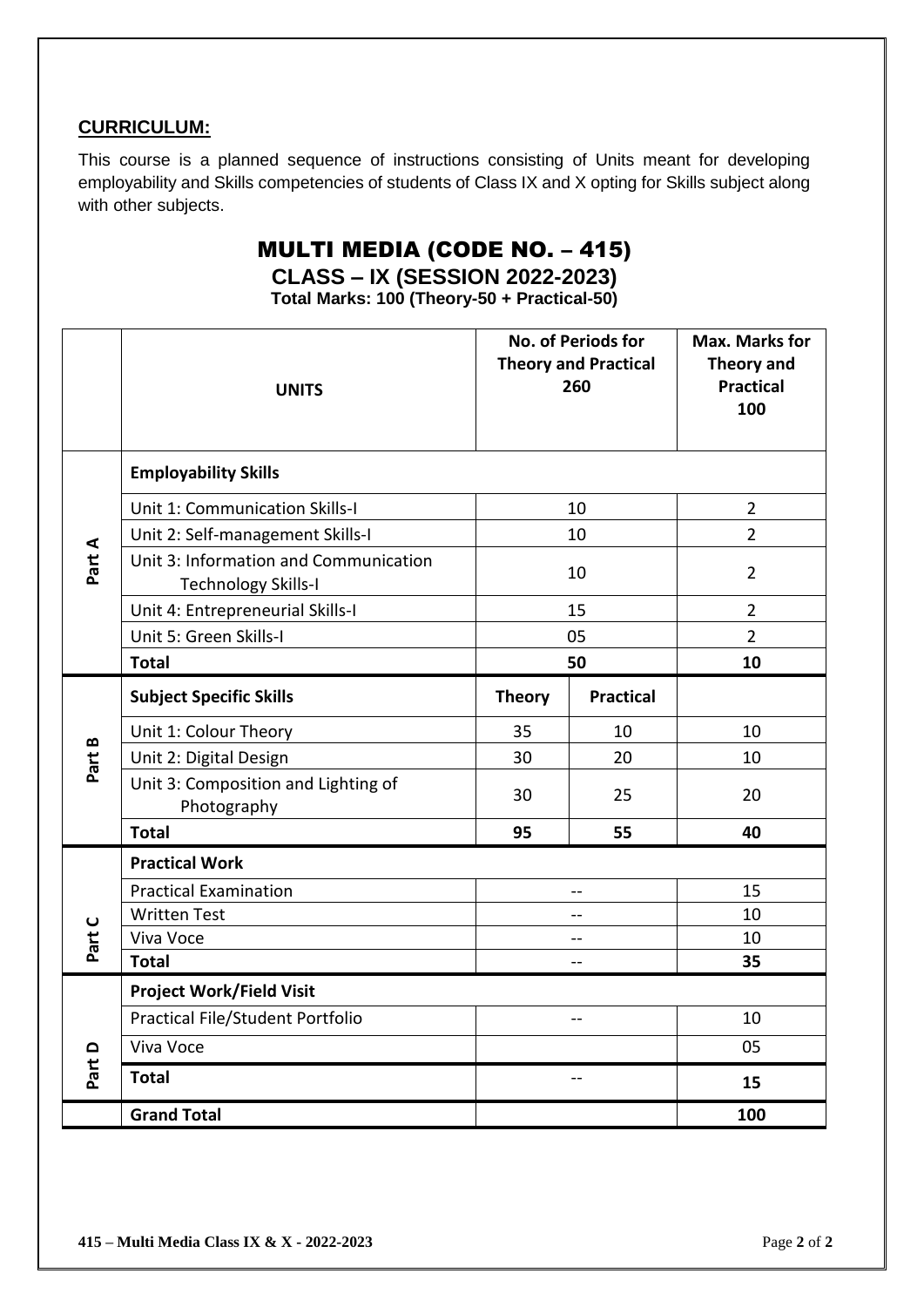**CURRICULUM:**

This course is a planned sequence of instructions consisting of Units meant for developing employability and Skills competencies of students of Class IX and X opting for Skills subject along with other subjects.

# MULTI MEDIA (CODE NO. – 415)

## CLASS – IX (SESSION 2022-2023)

**Total Marks: 100 (Theory-50 + Practical-50)**

| | **UNITS** | **No. of Periods for Theory and Practical 260** | | **Max. Marks for Theory and Practical 100** |
|---|---|---|---|---|
| **Part A** | **Employability Skills** | | | |
| | Unit 1: Communication Skills-I | 10 | | 2 |
| | Unit 2: Self-management Skills-I | 10 | | 2 |
| | Unit 3: Information and Communication Technology Skills-I | 10 | | 2 |
| | Unit 4: Entrepreneurial Skills-I | 15 | | 2 |
| | Unit 5: Green Skills-I | 05 | | 2 |
| | **Total** | **50** | | **10** |
| **Part B** | **Subject Specific Skills** | **Theory** | **Practical** | |
| | Unit 1: Colour Theory | 35 | 10 | 10 |
| | Unit 2: Digital Design | 30 | 20 | 10 |
| | Unit 3: Composition and Lighting of Photography | 30 | 25 | 20 |
| | **Total** | **95** | **55** | **40** |
| **Part C** | **Practical Work** | | | |
| | Practical Examination | -- | | 15 |
| | Written Test | -- | | 10 |
| | Viva Voce | -- | | 10 |
| | **Total** | -- | | **35** |
| **Part D** | **Project Work/Field Visit** | | | |
| | Practical File/Student Portfolio | -- | | 10 |
| | Viva Voce | | | 05 |
| | **Total** | -- | | **15** |
| | **Grand Total** | | | **100** |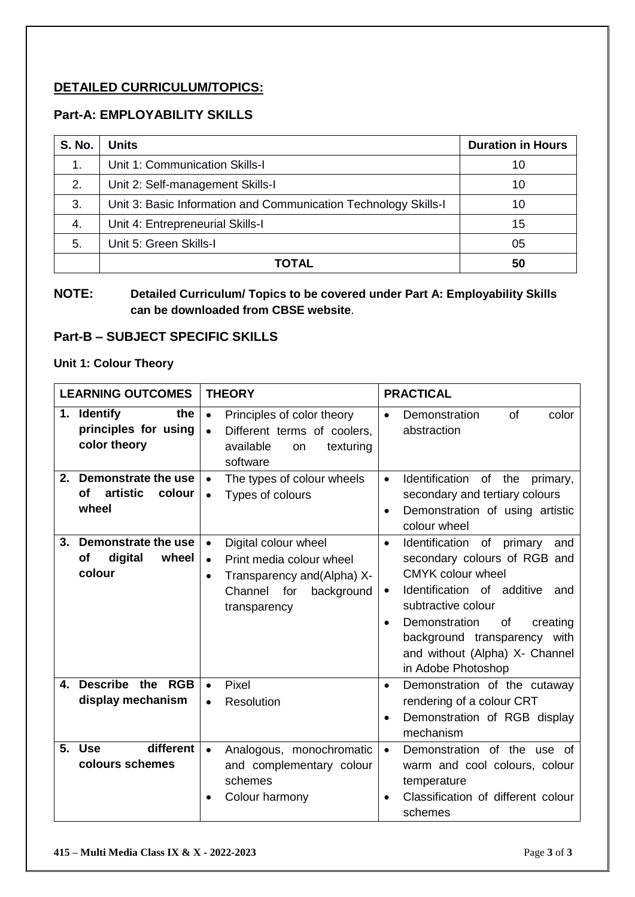## DETAILED CURRICULUM/TOPICS:

### Part-A: EMPLOYABILITY SKILLS

| S. No. | Units | Duration in Hours |
|---|---|---|
| 1. | Unit 1: Communication Skills-I | 10 |
| 2. | Unit 2: Self-management Skills-I | 10 |
| 3. | Unit 3: Basic Information and Communication Technology Skills-I | 10 |
| 4. | Unit 4: Entrepreneurial Skills-I | 15 |
| 5. | Unit 5: Green Skills-I | 05 |
| | **TOTAL** | **50** |

**NOTE:** **Detailed Curriculum/ Topics to be covered under Part A: Employability Skills can be downloaded from CBSE website**.

### Part-B – SUBJECT SPECIFIC SKILLS

**Unit 1: Colour Theory**

| LEARNING OUTCOMES | THEORY | PRACTICAL |
|---|---|---|
| **1. Identify the principles for using color theory** | • Principles of color theory<br>• Different terms of coolers, available on texturing software | • Demonstration of color abstraction |
| **2. Demonstrate the use of artistic colour wheel** | • The types of colour wheels<br>• Types of colours | • Identification of the primary, secondary and tertiary colours<br>• Demonstration of using artistic colour wheel |
| **3. Demonstrate the use of digital wheel colour** | • Digital colour wheel<br>• Print media colour wheel<br>• Transparency and(Alpha) X-Channel for background transparency | • Identification of primary and secondary colours of RGB and CMYK colour wheel<br>• Identification of additive and subtractive colour<br>• Demonstration of creating background transparency with and without (Alpha) X- Channel in Adobe Photoshop |
| **4. Describe the RGB display mechanism** | • Pixel<br>• Resolution | • Demonstration of the cutaway rendering of a colour CRT<br>• Demonstration of RGB display mechanism |
| **5. Use different colours schemes** | • Analogous, monochromatic and complementary colour schemes<br>• Colour harmony | • Demonstration of the use of warm and cool colours, colour temperature<br>• Classification of different colour schemes |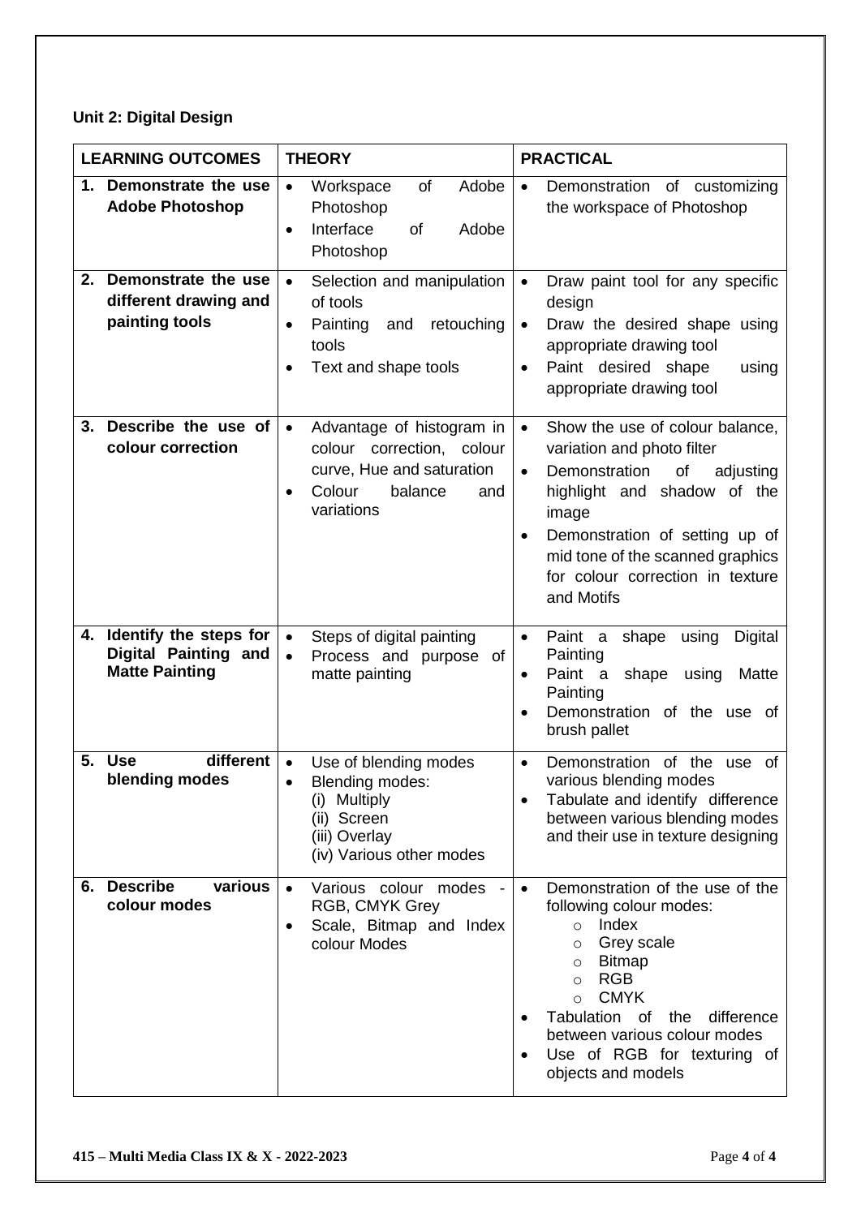**Unit 2: Digital Design**

| LEARNING OUTCOMES | THEORY | PRACTICAL |
|---|---|---|
| **1. Demonstrate the use Adobe Photoshop** | • Workspace of Adobe Photoshop<br>• Interface of Adobe Photoshop | • Demonstration of customizing the workspace of Photoshop |
| **2. Demonstrate the use different drawing and painting tools** | • Selection and manipulation of tools<br>• Painting and retouching tools<br>• Text and shape tools | • Draw paint tool for any specific design<br>• Draw the desired shape using appropriate drawing tool<br>• Paint desired shape using appropriate drawing tool |
| **3. Describe the use of colour correction** | • Advantage of histogram in colour correction, colour curve, Hue and saturation<br>• Colour balance and variations | • Show the use of colour balance, variation and photo filter<br>• Demonstration of adjusting highlight and shadow of the image<br>• Demonstration of setting up of mid tone of the scanned graphics for colour correction in texture and Motifs |
| **4. Identify the steps for Digital Painting and Matte Painting** | • Steps of digital painting<br>• Process and purpose of matte painting | • Paint a shape using Digital Painting<br>• Paint a shape using Matte Painting<br>• Demonstration of the use of brush pallet |
| **5. Use different blending modes** | • Use of blending modes<br>• Blending modes:<br>(i) Multiply<br>(ii) Screen<br>(iii) Overlay<br>(iv) Various other modes | • Demonstration of the use of various blending modes<br>• Tabulate and identify difference between various blending modes and their use in texture designing |
| **6. Describe various colour modes** | • Various colour modes - RGB, CMYK Grey<br>• Scale, Bitmap and Index colour Modes | • Demonstration of the use of the following colour modes:<br>  ○ Index<br>  ○ Grey scale<br>  ○ Bitmap<br>  ○ RGB<br>  ○ CMYK<br>• Tabulation of the difference between various colour modes<br>• Use of RGB for texturing of objects and models |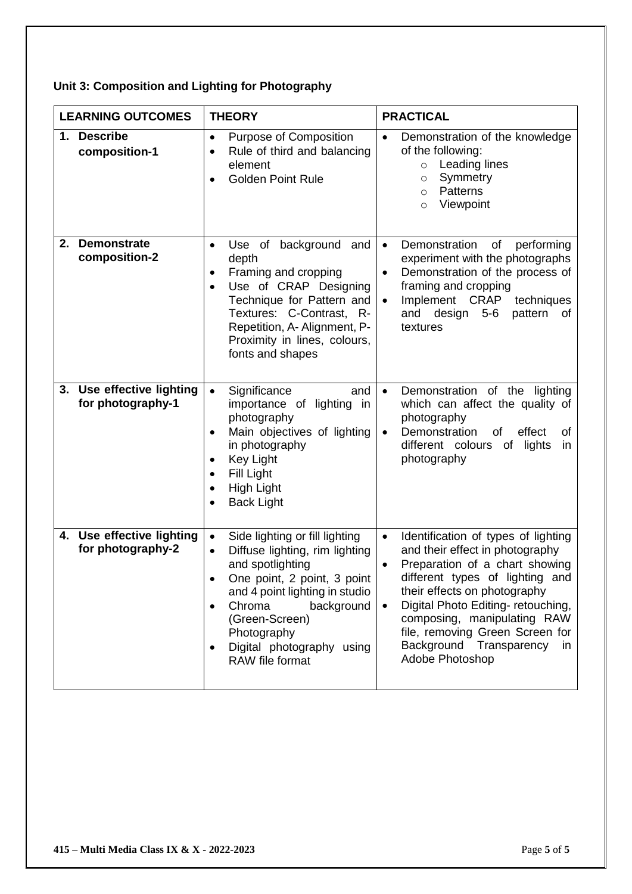**Unit 3: Composition and Lighting for Photography**

| LEARNING OUTCOMES | THEORY | PRACTICAL |
|---|---|---|
| **1. Describe composition-1** | • Purpose of Composition<br>• Rule of third and balancing element<br>• Golden Point Rule | • Demonstration of the knowledge of the following:<br>  ○ Leading lines<br>  ○ Symmetry<br>  ○ Patterns<br>  ○ Viewpoint |
| **2. Demonstrate composition-2** | • Use of background and depth<br>• Framing and cropping<br>• Use of CRAP Designing Technique for Pattern and Textures: C-Contrast, R-Repetition, A- Alignment, P-Proximity in lines, colours, fonts and shapes | • Demonstration of performing experiment with the photographs<br>• Demonstration of the process of framing and cropping<br>• Implement CRAP techniques and design 5-6 pattern of textures |
| **3. Use effective lighting for photography-1** | • Significance and importance of lighting in photography<br>• Main objectives of lighting in photography<br>• Key Light<br>• Fill Light<br>• High Light<br>• Back Light | • Demonstration of the lighting which can affect the quality of photography<br>• Demonstration of effect of different colours of lights in photography |
| **4. Use effective lighting for photography-2** | • Side lighting or fill lighting<br>• Diffuse lighting, rim lighting and spotlighting<br>• One point, 2 point, 3 point and 4 point lighting in studio<br>• Chroma background (Green-Screen) Photography<br>• Digital photography using RAW file format | • Identification of types of lighting and their effect in photography<br>• Preparation of a chart showing different types of lighting and their effects on photography<br>• Digital Photo Editing- retouching, composing, manipulating RAW file, removing Green Screen for Background Transparency in Adobe Photoshop |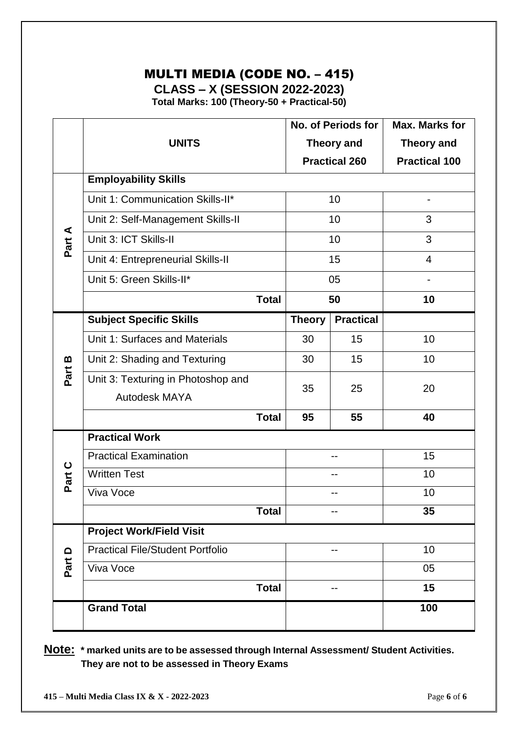# MULTI MEDIA (CODE NO. – 415)

## CLASS – X (SESSION 2022-2023)

**Total Marks: 100 (Theory-50 + Practical-50)**

| | UNITS | No. of Periods for Theory and Practical 260 | | Max. Marks for Theory and Practical 100 |
|---|---|---|---|---|
| Part A | **Employability Skills** | | | |
| | Unit 1: Communication Skills-II* | 10 | | - |
| | Unit 2: Self-Management Skills-II | 10 | | 3 |
| | Unit 3: ICT Skills-II | 10 | | 3 |
| | Unit 4: Entrepreneurial Skills-II | 15 | | 4 |
| | Unit 5: Green Skills-II* | 05 | | - |
| | **Total** | **50** | | **10** |
| Part B | **Subject Specific Skills** | **Theory** | **Practical** | |
| | Unit 1: Surfaces and Materials | 30 | 15 | 10 |
| | Unit 2: Shading and Texturing | 30 | 15 | 10 |
| | Unit 3: Texturing in Photoshop and Autodesk MAYA | 35 | 25 | 20 |
| | **Total** | **95** | **55** | **40** |
| Part C | **Practical Work** | | | |
| | Practical Examination | -- | | 15 |
| | Written Test | -- | | 10 |
| | Viva Voce | -- | | 10 |
| | **Total** | -- | | **35** |
| Part D | **Project Work/Field Visit** | | | |
| | Practical File/Student Portfolio | -- | | 10 |
| | Viva Voce | | | 05 |
| | **Total** | -- | | **15** |
| | **Grand Total** | | | **100** |

**Note: * marked units are to be assessed through Internal Assessment/ Student Activities. They are not to be assessed in Theory Exams**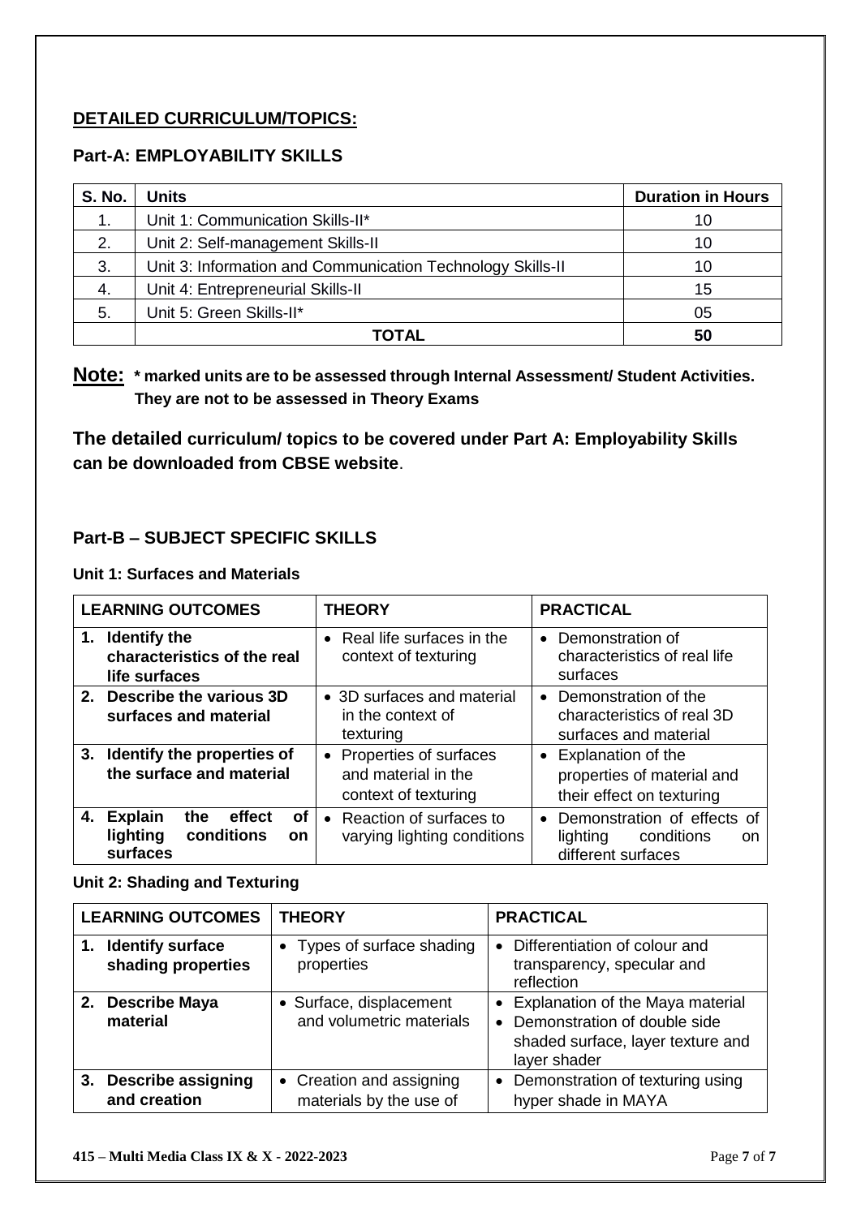## DETAILED CURRICULUM/TOPICS:

### Part-A: EMPLOYABILITY SKILLS

| S. No. | Units | Duration in Hours |
|---|---|---|
| 1. | Unit 1: Communication Skills-II* | 10 |
| 2. | Unit 2: Self-management Skills-II | 10 |
| 3. | Unit 3: Information and Communication Technology Skills-II | 10 |
| 4. | Unit 4: Entrepreneurial Skills-II | 15 |
| 5. | Unit 5: Green Skills-II* | 05 |
| | **TOTAL** | **50** |

**Note: * marked units are to be assessed through Internal Assessment/ Student Activities. They are not to be assessed in Theory Exams**

**The detailed curriculum/ topics to be covered under Part A: Employability Skills can be downloaded from CBSE website**.

### Part-B – SUBJECT SPECIFIC SKILLS

**Unit 1: Surfaces and Materials**

| LEARNING OUTCOMES | THEORY | PRACTICAL |
|---|---|---|
| **1. Identify the characteristics of the real life surfaces** | • Real life surfaces in the context of texturing | • Demonstration of characteristics of real life surfaces |
| **2. Describe the various 3D surfaces and material** | • 3D surfaces and material in the context of texturing | • Demonstration of the characteristics of real 3D surfaces and material |
| **3. Identify the properties of the surface and material** | • Properties of surfaces and material in the context of texturing | • Explanation of the properties of material and their effect on texturing |
| **4. Explain the effect of lighting conditions on surfaces** | • Reaction of surfaces to varying lighting conditions | • Demonstration of effects of lighting conditions on different surfaces |

**Unit 2: Shading and Texturing**

| LEARNING OUTCOMES | THEORY | PRACTICAL |
|---|---|---|
| **1. Identify surface shading properties** | • Types of surface shading properties | • Differentiation of colour and transparency, specular and reflection |
| **2. Describe Maya material** | • Surface, displacement and volumetric materials | • Explanation of the Maya material<br>• Demonstration of double side shaded surface, layer texture and layer shader |
| **3. Describe assigning and creation** | • Creation and assigning materials by the use of | • Demonstration of texturing using hyper shade in MAYA |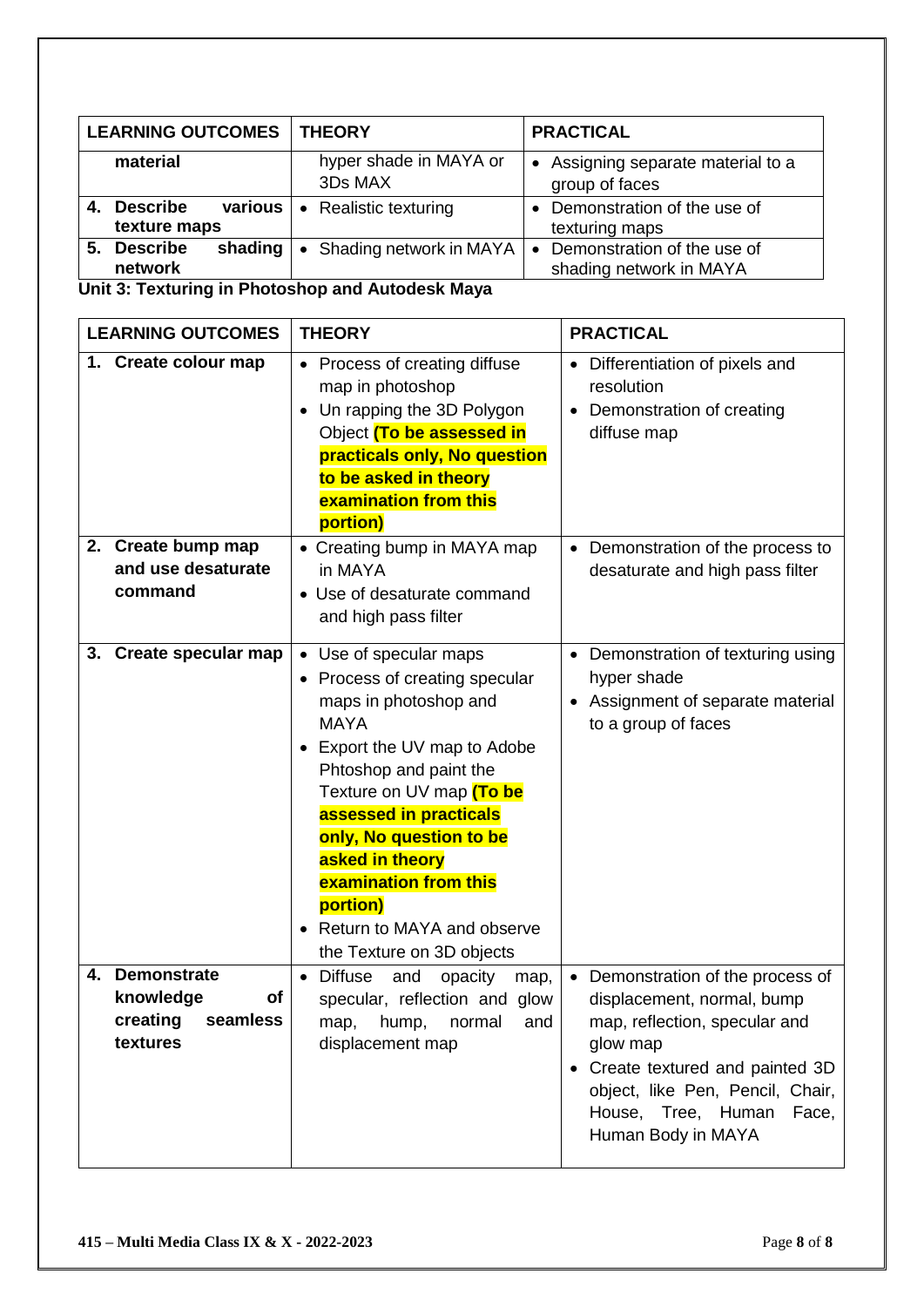| LEARNING OUTCOMES | THEORY | PRACTICAL |
|---|---|---|
| material | hyper shade in MAYA or 3Ds MAX | • Assigning separate material to a group of faces |
| 4. Describe various texture maps | • Realistic texturing | • Demonstration of the use of texturing maps |
| 5. Describe shading network | • Shading network in MAYA | • Demonstration of the use of shading network in MAYA |

**Unit 3: Texturing in Photoshop and Autodesk Maya**

| LEARNING OUTCOMES | THEORY | PRACTICAL |
|---|---|---|
| 1. Create colour map | • Process of creating diffuse map in photoshop<br>• Un rapping the 3D Polygon Object **(To be assessed in practicals only, No question to be asked in theory examination from this portion)** | • Differentiation of pixels and resolution<br>• Demonstration of creating diffuse map |
| 2. Create bump map and use desaturate command | • Creating bump in MAYA map in MAYA<br>• Use of desaturate command and high pass filter | • Demonstration of the process to desaturate and high pass filter |
| 3. Create specular map | • Use of specular maps<br>• Process of creating specular maps in photoshop and MAYA<br>• Export the UV map to Adobe Phtoshop and paint the Texture on UV map **(To be assessed in practicals only, No question to be asked in theory examination from this portion)**<br>• Return to MAYA and observe the Texture on 3D objects | • Demonstration of texturing using hyper shade<br>• Assignment of separate material to a group of faces |
| 4. Demonstrate knowledge of creating seamless textures | • Diffuse and opacity map, specular, reflection and glow map, hump, normal and displacement map | • Demonstration of the process of displacement, normal, bump map, reflection, specular and glow map<br>• Create textured and painted 3D object, like Pen, Pencil, Chair, House, Tree, Human Face, Human Body in MAYA |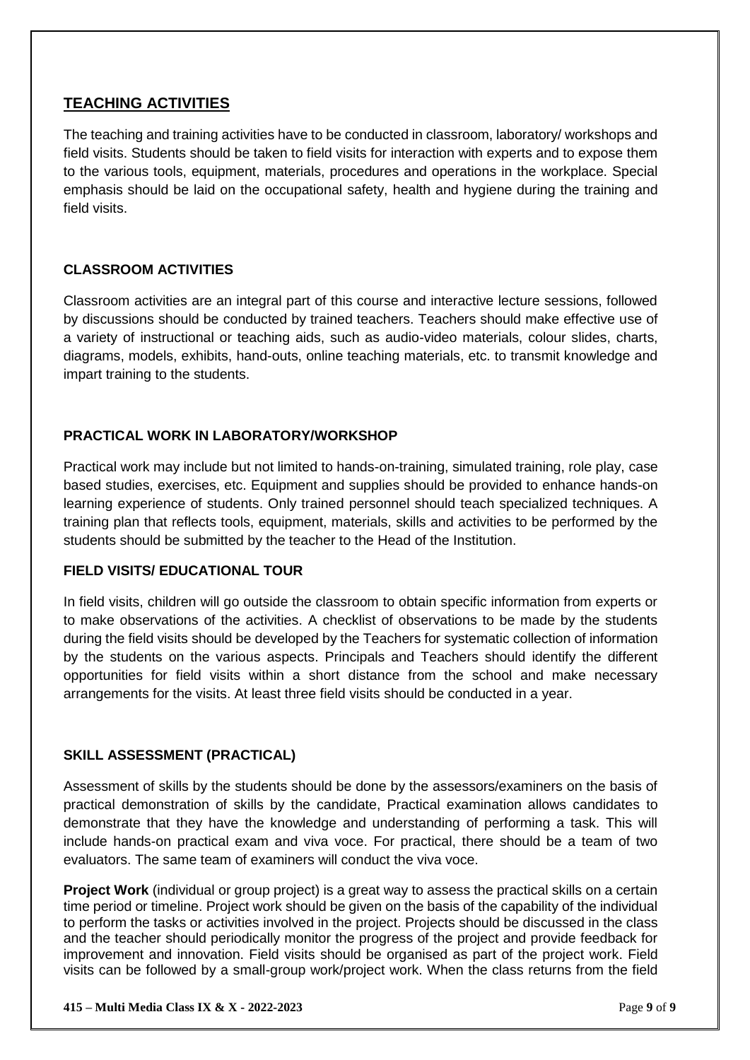## TEACHING ACTIVITIES

The teaching and training activities have to be conducted in classroom, laboratory/ workshops and field visits. Students should be taken to field visits for interaction with experts and to expose them to the various tools, equipment, materials, procedures and operations in the workplace. Special emphasis should be laid on the occupational safety, health and hygiene during the training and field visits.

### CLASSROOM ACTIVITIES

Classroom activities are an integral part of this course and interactive lecture sessions, followed by discussions should be conducted by trained teachers. Teachers should make effective use of a variety of instructional or teaching aids, such as audio-video materials, colour slides, charts, diagrams, models, exhibits, hand-outs, online teaching materials, etc. to transmit knowledge and impart training to the students.

### PRACTICAL WORK IN LABORATORY/WORKSHOP

Practical work may include but not limited to hands-on-training, simulated training, role play, case based studies, exercises, etc. Equipment and supplies should be provided to enhance hands-on learning experience of students. Only trained personnel should teach specialized techniques. A training plan that reflects tools, equipment, materials, skills and activities to be performed by the students should be submitted by the teacher to the Head of the Institution.

### FIELD VISITS/ EDUCATIONAL TOUR

In field visits, children will go outside the classroom to obtain specific information from experts or to make observations of the activities. A checklist of observations to be made by the students during the field visits should be developed by the Teachers for systematic collection of information by the students on the various aspects. Principals and Teachers should identify the different opportunities for field visits within a short distance from the school and make necessary arrangements for the visits. At least three field visits should be conducted in a year.

### SKILL ASSESSMENT (PRACTICAL)

Assessment of skills by the students should be done by the assessors/examiners on the basis of practical demonstration of skills by the candidate, Practical examination allows candidates to demonstrate that they have the knowledge and understanding of performing a task. This will include hands-on practical exam and viva voce. For practical, there should be a team of two evaluators. The same team of examiners will conduct the viva voce.

**Project Work** (individual or group project) is a great way to assess the practical skills on a certain time period or timeline. Project work should be given on the basis of the capability of the individual to perform the tasks or activities involved in the project. Projects should be discussed in the class and the teacher should periodically monitor the progress of the project and provide feedback for improvement and innovation. Field visits should be organised as part of the project work. Field visits can be followed by a small-group work/project work. When the class returns from the field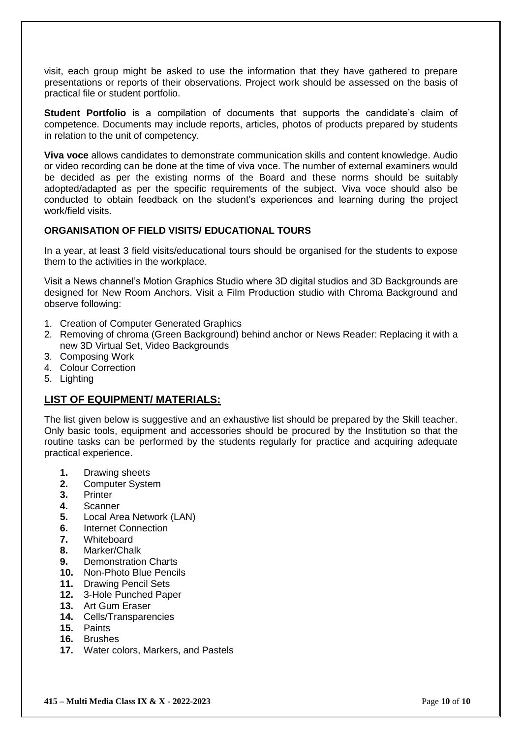visit, each group might be asked to use the information that they have gathered to prepare presentations or reports of their observations. Project work should be assessed on the basis of practical file or student portfolio.

**Student Portfolio** is a compilation of documents that supports the candidate's claim of competence. Documents may include reports, articles, photos of products prepared by students in relation to the unit of competency.

**Viva voce** allows candidates to demonstrate communication skills and content knowledge. Audio or video recording can be done at the time of viva voce. The number of external examiners would be decided as per the existing norms of the Board and these norms should be suitably adopted/adapted as per the specific requirements of the subject. Viva voce should also be conducted to obtain feedback on the student's experiences and learning during the project work/field visits.

**ORGANISATION OF FIELD VISITS/ EDUCATIONAL TOURS**

In a year, at least 3 field visits/educational tours should be organised for the students to expose them to the activities in the workplace.

Visit a News channel's Motion Graphics Studio where 3D digital studios and 3D Backgrounds are designed for New Room Anchors. Visit a Film Production studio with Chroma Background and observe following:

1. Creation of Computer Generated Graphics
2. Removing of chroma (Green Background) behind anchor or News Reader: Replacing it with a new 3D Virtual Set, Video Backgrounds
3. Composing Work
4. Colour Correction
5. Lighting

## LIST OF EQUIPMENT/ MATERIALS:

The list given below is suggestive and an exhaustive list should be prepared by the Skill teacher. Only basic tools, equipment and accessories should be procured by the Institution so that the routine tasks can be performed by the students regularly for practice and acquiring adequate practical experience.

1. Drawing sheets
2. Computer System
3. Printer
4. Scanner
5. Local Area Network (LAN)
6. Internet Connection
7. Whiteboard
8. Marker/Chalk
9. Demonstration Charts
10. Non-Photo Blue Pencils
11. Drawing Pencil Sets
12. 3-Hole Punched Paper
13. Art Gum Eraser
14. Cells/Transparencies
15. Paints
16. Brushes
17. Water colors, Markers, and Pastels